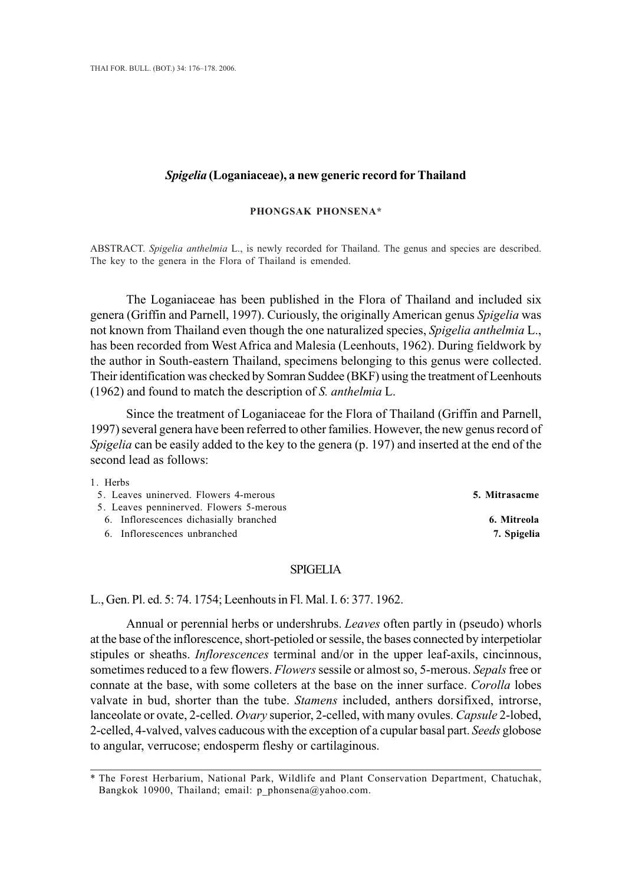# *Spigelia* (Loganiaceae), a new generic record for Thailand

**PHONGSAK PHONSENA***

ABSTRACT. *Spigelia anthelmia* L., is newly recorded for Thailand. The genus and species are described. The key to the genera in the Flora of Thailand is emended.

The Loganiaceae has been published in the Flora of Thailand and included six genera (Griffin and Parnell, 1997). Curiously, the originally American genus *Spigelia* was not known from Thailand even though the one naturalized species, *Spigelia anthelmia* L., has been recorded from West Africa and Malesia (Leenhouts, 1962). During fieldwork by the author in South-eastern Thailand, specimens belonging to this genus were collected. Their identification was checked by Somran Suddee (BKF) using the treatment of Leenhouts (1962) and found to match the description of *S. anthelmia* L.

Since the treatment of Loganiaceae for the Flora of Thailand (Griffin and Parnell, 1997) several genera have been referred to other families. However, the new genus record of *Spigelia* can be easily added to the key to the genera (p. 197) and inserted at the end of the second lead as follows:

1. Herbs
   5. Leaves uninerved. Flowers 4-merous — **5. Mitrasacme**
   5. Leaves penninerved. Flowers 5-merous
      6. Inflorescences dichasially branched — **6. Mitreola**
      6. Inflorescences unbranched — **7. Spigelia**

## SPIGELIA

L., Gen. Pl. ed. 5: 74. 1754; Leenhouts in Fl. Mal. I. 6: 377. 1962.

Annual or perennial herbs or undershrubs. *Leaves* often partly in (pseudo) whorls at the base of the inflorescence, short-petioled or sessile, the bases connected by interpetiolar stipules or sheaths. *Inflorescences* terminal and/or in the upper leaf-axils, cincinnous, sometimes reduced to a few flowers. *Flowers* sessile or almost so, 5-merous. *Sepals* free or connate at the base, with some colleters at the base on the inner surface. *Corolla* lobes valvate in bud, shorter than the tube. *Stamens* included, anthers dorsifixed, introrse, lanceolate or ovate, 2-celled. *Ovary* superior, 2-celled, with many ovules. *Capsule* 2-lobed, 2-celled, 4-valved, valves caducous with the exception of a cupular basal part. *Seeds* globose to angular, verrucose; endosperm fleshy or cartilaginous.

---

* The Forest Herbarium, National Park, Wildlife and Plant Conservation Department, Chatuchak, Bangkok 10900, Thailand; email: p_phonsena@yahoo.com.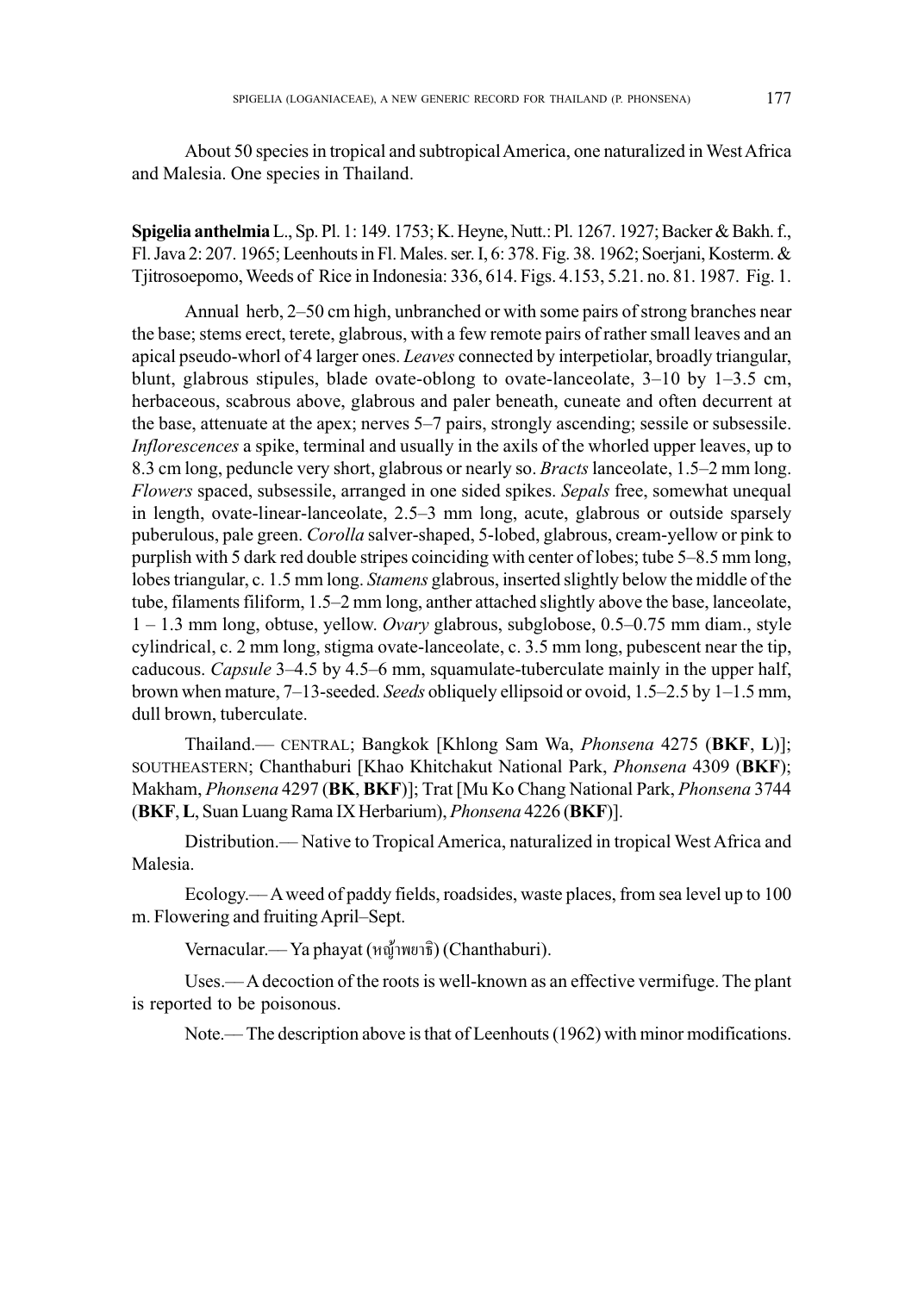About 50 species in tropical and subtropical America, one naturalized in West Africa and Malesia. One species in Thailand.

**Spigelia anthelmia** L., Sp. Pl. 1: 149. 1753; K. Heyne, Nutt.: Pl. 1267. 1927; Backer & Bakh. f., Fl. Java 2: 207. 1965; Leenhouts in Fl. Males. ser. I, 6: 378. Fig. 38. 1962; Soerjani, Kosterm. & Tjitrosoepomo, Weeds of Rice in Indonesia: 336, 614. Figs. 4.153, 5.21. no. 81. 1987. Fig. 1.

Annual herb, 2–50 cm high, unbranched or with some pairs of strong branches near the base; stems erect, terete, glabrous, with a few remote pairs of rather small leaves and an apical pseudo-whorl of 4 larger ones. *Leaves* connected by interpetiolar, broadly triangular, blunt, glabrous stipules, blade ovate-oblong to ovate-lanceolate, 3–10 by 1–3.5 cm, herbaceous, scabrous above, glabrous and paler beneath, cuneate and often decurrent at the base, attenuate at the apex; nerves 5–7 pairs, strongly ascending; sessile or subsessile. *Inflorescences* a spike, terminal and usually in the axils of the whorled upper leaves, up to 8.3 cm long, peduncle very short, glabrous or nearly so. *Bracts* lanceolate, 1.5–2 mm long. *Flowers* spaced, subsessile, arranged in one sided spikes. *Sepals* free, somewhat unequal in length, ovate-linear-lanceolate, 2.5–3 mm long, acute, glabrous or outside sparsely puberulous, pale green. *Corolla* salver-shaped, 5-lobed, glabrous, cream-yellow or pink to purplish with 5 dark red double stripes coinciding with center of lobes; tube 5–8.5 mm long, lobes triangular, c. 1.5 mm long. *Stamens* glabrous, inserted slightly below the middle of the tube, filaments filiform, 1.5–2 mm long, anther attached slightly above the base, lanceolate, 1 – 1.3 mm long, obtuse, yellow. *Ovary* glabrous, subglobose, 0.5–0.75 mm diam., style cylindrical, c. 2 mm long, stigma ovate-lanceolate, c. 3.5 mm long, pubescent near the tip, caducous. *Capsule* 3–4.5 by 4.5–6 mm, squamulate-tuberculate mainly in the upper half, brown when mature, 7–13-seeded. *Seeds* obliquely ellipsoid or ovoid, 1.5–2.5 by 1–1.5 mm, dull brown, tuberculate.

Thailand.— CENTRAL; Bangkok [Khlong Sam Wa, *Phonsena* 4275 (**BKF**, **L**)]; SOUTHEASTERN; Chanthaburi [Khao Khitchakut National Park, *Phonsena* 4309 (**BKF**); Makham, *Phonsena* 4297 (**BK**, **BKF**)]; Trat [Mu Ko Chang National Park, *Phonsena* 3744 (**BKF**, **L**, Suan Luang Rama IX Herbarium), *Phonsena* 4226 (**BKF**)].

Distribution.— Native to Tropical America, naturalized in tropical West Africa and Malesia.

Ecology.— A weed of paddy fields, roadsides, waste places, from sea level up to 100 m. Flowering and fruiting April–Sept.

Vernacular.— Ya phayat (หญ้าพยาธิ) (Chanthaburi).

Uses.— A decoction of the roots is well-known as an effective vermifuge. The plant is reported to be poisonous.

Note.— The description above is that of Leenhouts (1962) with minor modifications.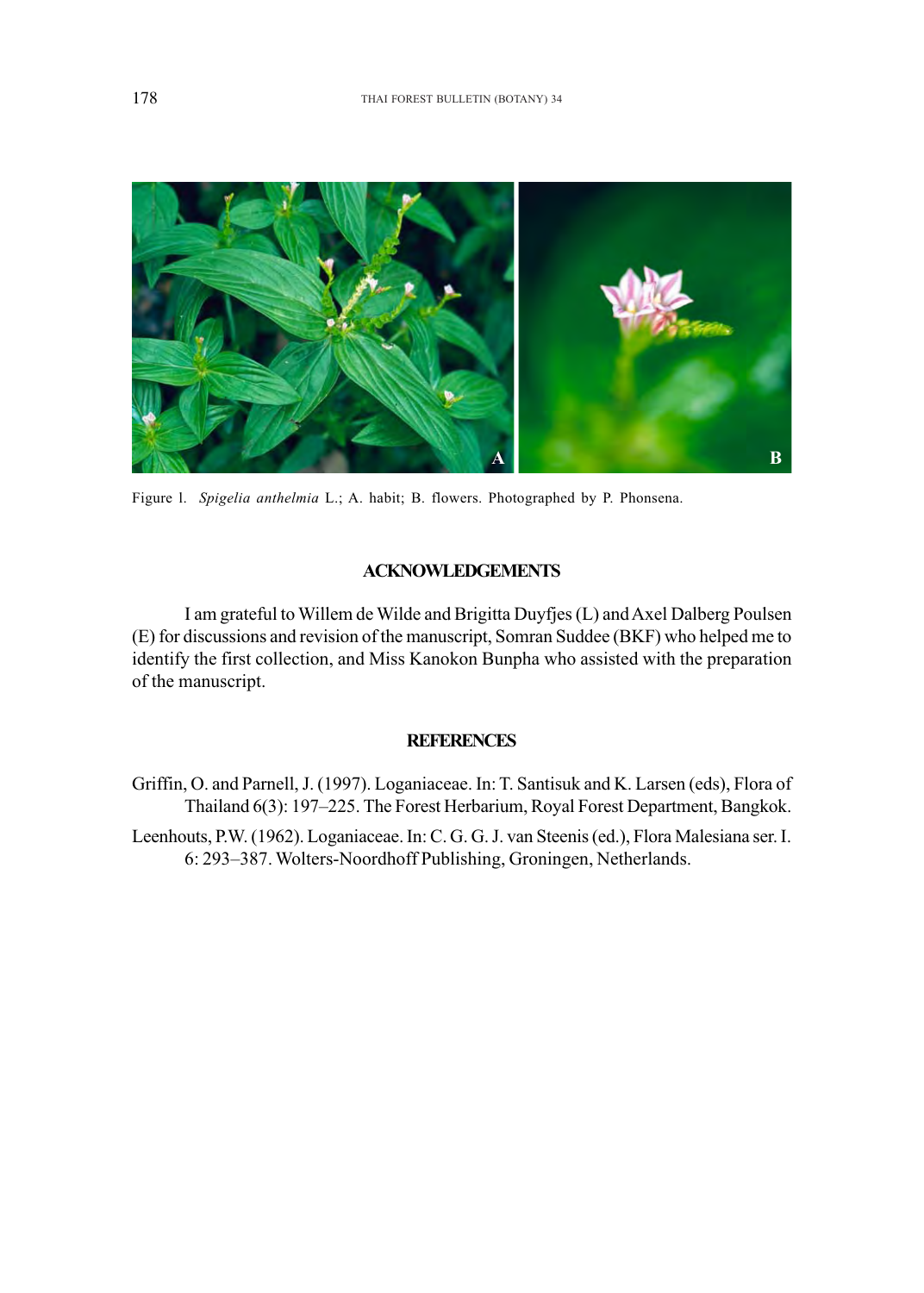Figure l. *Spigelia anthelmia* L.; A. habit; B. flowers. Photographed by P. Phonsena.

## ACKNOWLEDGEMENTS

I am grateful to Willem de Wilde and Brigitta Duyfjes (L) and Axel Dalberg Poulsen (E) for discussions and revision of the manuscript, Somran Suddee (BKF) who helped me to identify the first collection, and Miss Kanokon Bunpha who assisted with the preparation of the manuscript.

## REFERENCES

Griffin, O. and Parnell, J. (1997). Loganiaceae. In: T. Santisuk and K. Larsen (eds), Flora of Thailand 6(3): 197–225. The Forest Herbarium, Royal Forest Department, Bangkok.

Leenhouts, P.W. (1962). Loganiaceae. In: C. G. G. J. van Steenis (ed.), Flora Malesiana ser. I. 6: 293–387. Wolters-Noordhoff Publishing, Groningen, Netherlands.